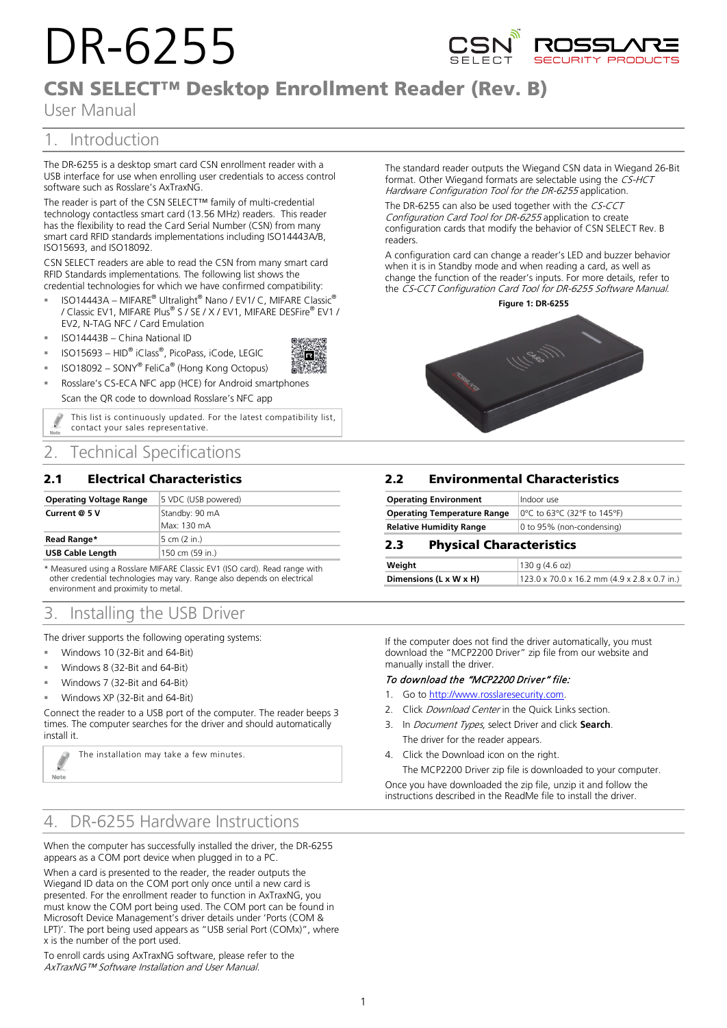# DR-6255

## CSN SELECT™ Desktop Enrollment Reader (Rev. B)

User Manual

## 1. Introduction

The DR-6255 is a desktop smart card CSN enrollment reader with a USB interface for use when enrolling user credentials to access control software such as Rosslare's AxTraxNG.

The reader is part of the CSN SELECT™ family of multi-credential technology contactless smart card (13.56 MHz) readers. This reader has the flexibility to read the Card Serial Number (CSN) from many smart card RFID standards implementations including ISO14443A/B, ISO15693, and ISO18092.

CSN SELECT readers are able to read the CSN from many smart card RFID Standards implementations. The following list shows the credential technologies for which we have confirmed compatibility:

- ISO14443A – MIFARE® Ultralight® Nano / EV1/ C, MIFARE Classic® / Classic EV1, MIFARE Plus® S / SE / X / EV1, MIFARE DESFire® EV1 / EV2, N-TAG NFC / Card Emulation
- ISO14443B – China National ID
- ISO15693 – HID® iClass®, PicoPass, iCode, LEGIC
- ISO18092 – SONY® FeliCa® (Hong Kong Octopus)
- Rosslare's CS-ECA NFC app (HCE) for Android smartphones

  Scan the QR code to download Rosslare's NFC app

> Note: This list is continuously updated. For the latest compatibility list, contact your sales representative.

The standard reader outputs the Wiegand CSN data in Wiegand 26-Bit format. Other Wiegand formats are selectable using the *CS-HCT Hardware Configuration Tool for the DR-6255* application.

The DR-6255 can also be used together with the *CS-CCT Configuration Card Tool for DR-6255* application to create configuration cards that modify the behavior of CSN SELECT Rev. B readers.

A configuration card can change a reader's LED and buzzer behavior when it is in Standby mode and when reading a card, as well as change the function of the reader's inputs. For more details, refer to the *CS-CCT Configuration Card Tool for DR-6255 Software Manual.*

**Figure 1: DR-6255**

## 2. Technical Specifications

### 2.1 Electrical Characteristics

| | |
|---|---|
| **Operating Voltage Range** | 5 VDC (USB powered) |
| **Current @ 5 V** | Standby: 90 mA |
| | Max: 130 mA |
| **Read Range*** | 5 cm (2 in.) |
| **USB Cable Length** | 150 cm (59 in.) |

\* Measured using a Rosslare MIFARE Classic EV1 (ISO card). Read range with other credential technologies may vary. Range also depends on electrical environment and proximity to metal.

### 2.2 Environmental Characteristics

| | |
|---|---|
| **Operating Environment** | Indoor use |
| **Operating Temperature Range** | 0°C to 63°C (32°F to 145°F) |
| **Relative Humidity Range** | 0 to 95% (non-condensing) |

### 2.3 Physical Characteristics

| | |
|---|---|
| **Weight** | 130 g (4.6 oz) |
| **Dimensions (L x W x H)** | 123.0 x 70.0 x 16.2 mm (4.9 x 2.8 x 0.7 in.) |

## 3. Installing the USB Driver

The driver supports the following operating systems:

- Windows 10 (32-Bit and 64-Bit)
- Windows 8 (32-Bit and 64-Bit)
- Windows 7 (32-Bit and 64-Bit)
- Windows XP (32-Bit and 64-Bit)

Connect the reader to a USB port of the computer. The reader beeps 3 times. The computer searches for the driver and should automatically install it.

> Note: The installation may take a few minutes.

If the computer does not find the driver automatically, you must download the "MCP2200 Driver" zip file from our website and manually install the driver.

***To download the "MCP2200 Driver" file:***

1. Go to http://www.rosslaresecurity.com.
2. Click *Download Center* in the Quick Links section.
3. In *Document Types*, select Driver and click **Search**.

   The driver for the reader appears.
4. Click the Download icon on the right.

   The MCP2200 Driver zip file is downloaded to your computer.

Once you have downloaded the zip file, unzip it and follow the instructions described in the ReadMe file to install the driver.

## 4. DR-6255 Hardware Instructions

When the computer has successfully installed the driver, the DR-6255 appears as a COM port device when plugged in to a PC.

When a card is presented to the reader, the reader outputs the Wiegand ID data on the COM port only once until a new card is presented. For the enrollment reader to function in AxTraxNG, you must know the COM port being used. The COM port can be found in Microsoft Device Management's driver details under 'Ports (COM & LPT)'. The port being used appears as "USB serial Port (COMx)", where x is the number of the port used.

To enroll cards using AxTraxNG software, please refer to the *AxTraxNG™ Software Installation and User Manual.*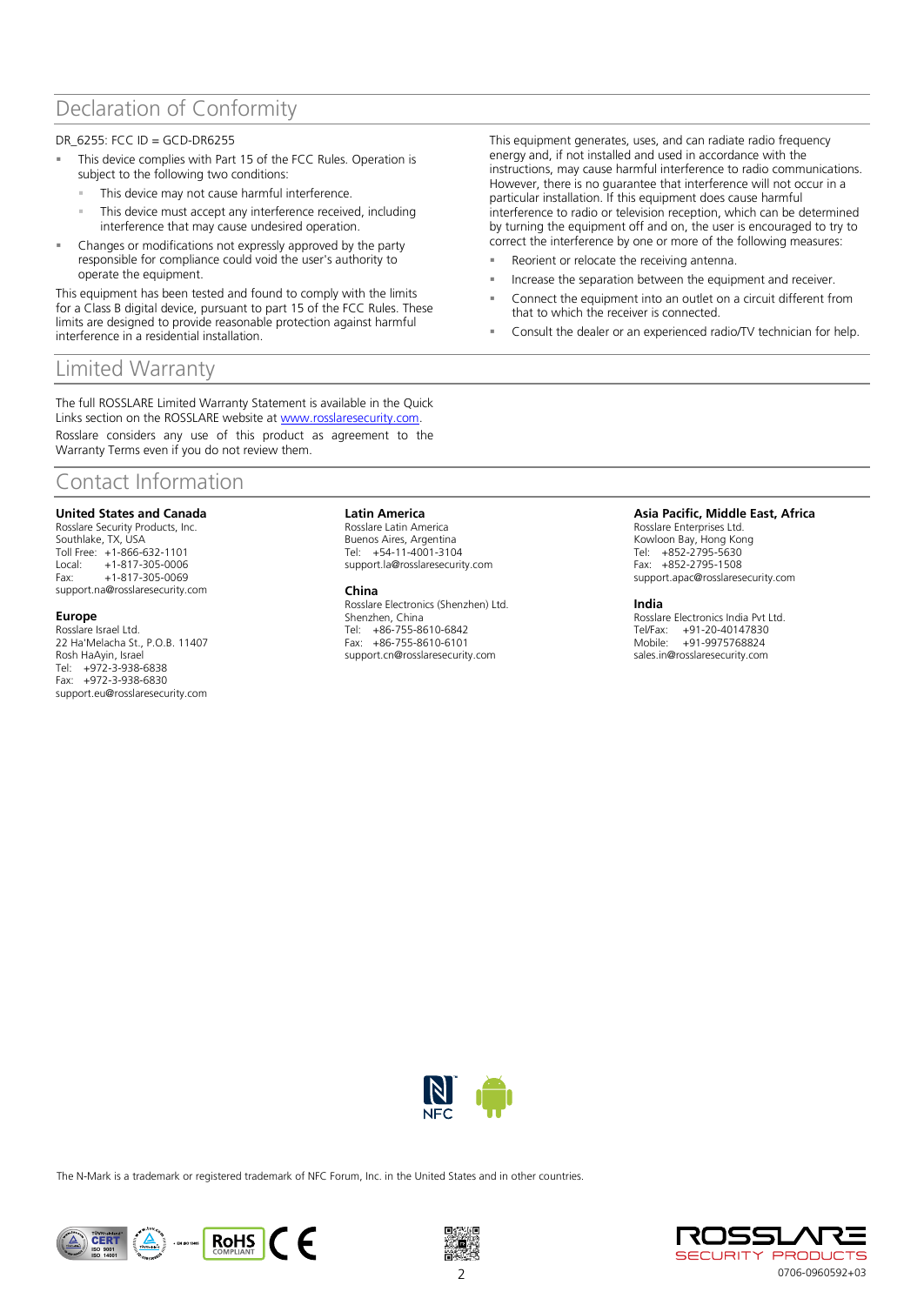## Declaration of Conformity

DR_6255: FCC ID = GCD-DR6255

- This device complies with Part 15 of the FCC Rules. Operation is subject to the following two conditions:
  - This device may not cause harmful interference.
  - This device must accept any interference received, including interference that may cause undesired operation.
- Changes or modifications not expressly approved by the party responsible for compliance could void the user's authority to operate the equipment.

This equipment has been tested and found to comply with the limits for a Class B digital device, pursuant to part 15 of the FCC Rules. These limits are designed to provide reasonable protection against harmful interference in a residential installation.

This equipment generates, uses, and can radiate radio frequency energy and, if not installed and used in accordance with the instructions, may cause harmful interference to radio communications. However, there is no guarantee that interference will not occur in a particular installation. If this equipment does cause harmful interference to radio or television reception, which can be determined by turning the equipment off and on, the user is encouraged to try to correct the interference by one or more of the following measures:

- Reorient or relocate the receiving antenna.
- Increase the separation between the equipment and receiver.
- Connect the equipment into an outlet on a circuit different from that to which the receiver is connected.
- Consult the dealer or an experienced radio/TV technician for help.

## Limited Warranty

The full ROSSLARE Limited Warranty Statement is available in the Quick Links section on the ROSSLARE website at www.rosslaresecurity.com.

Rosslare considers any use of this product as agreement to the Warranty Terms even if you do not review them.

## Contact Information

**United States and Canada**
Rosslare Security Products, Inc.
Southlake, TX, USA
Toll Free: +1-866-632-1101
Local: +1-817-305-0006
Fax: +1-817-305-0069
support.na@rosslaresecurity.com

**Europe**
Rosslare Israel Ltd.
22 Ha'Melacha St., P.O.B. 11407
Rosh HaAyin, Israel
Tel: +972-3-938-6838
Fax: +972-3-938-6830
support.eu@rosslaresecurity.com

**Latin America**
Rosslare Latin America
Buenos Aires, Argentina
Tel: +54-11-4001-3104
support.la@rosslaresecurity.com

**China**
Rosslare Electronics (Shenzhen) Ltd.
Shenzhen, China
Tel: +86-755-8610-6842
Fax: +86-755-8610-6101
support.cn@rosslaresecurity.com

**Asia Pacific, Middle East, Africa**
Rosslare Enterprises Ltd.
Kowloon Bay, Hong Kong
Tel: +852-2795-5630
Fax: +852-2795-1508
support.apac@rosslaresecurity.com

**India**
Rosslare Electronics India Pvt Ltd.
Tel/Fax: +91-20-40147830
Mobile: +91-9975768824
sales.in@rosslaresecurity.com

The N-Mark is a trademark or registered trademark of NFC Forum, Inc. in the United States and in other countries.

0706-0960592+03